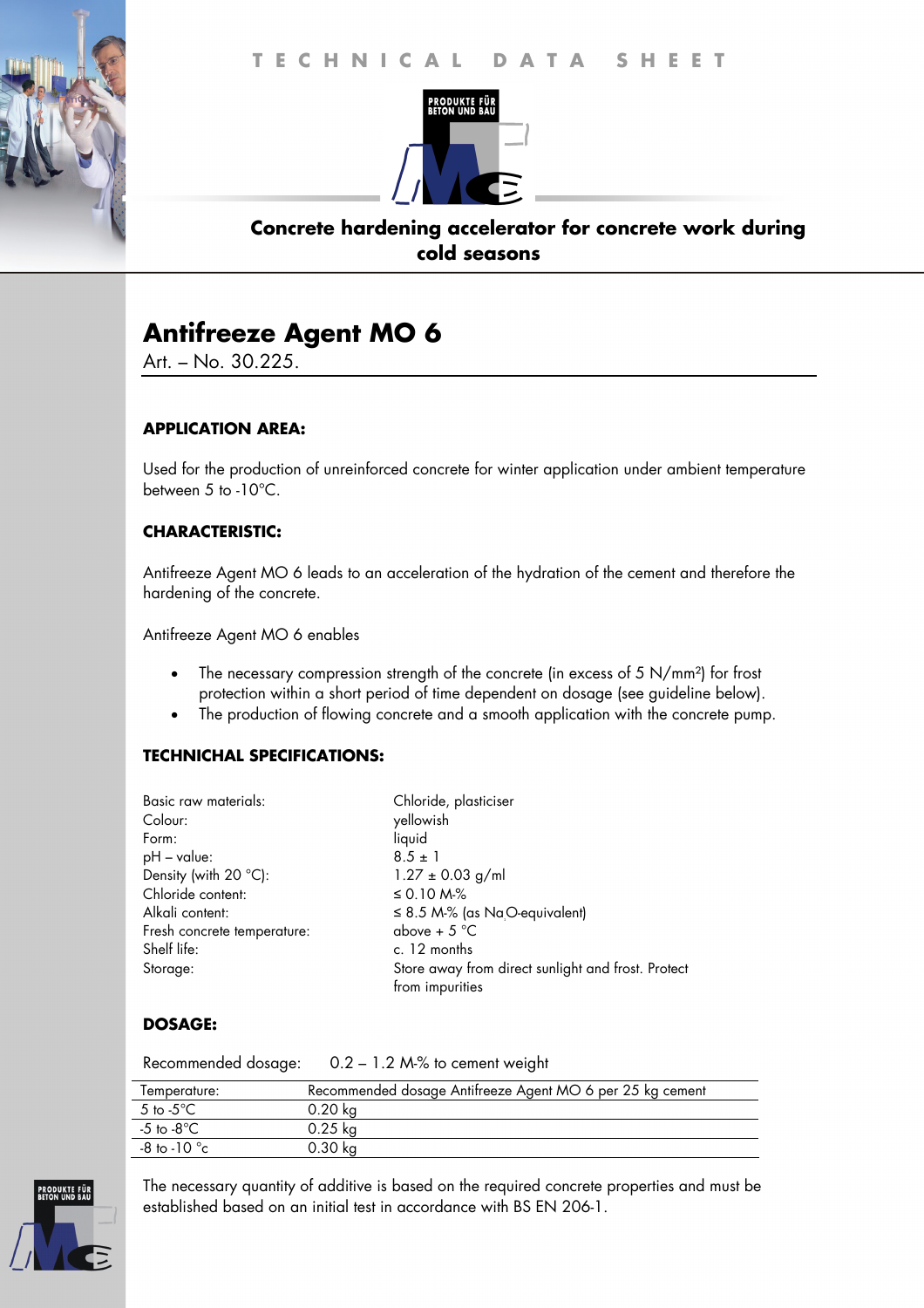TECHNICAL DATA SHEET

PRODUKTE FÜR BETON UND BAU

**Concrete hardening accelerator for concrete work during cold seasons**

# Antifreeze Agent MO 6

Art. – No. 30.225.

### APPLICATION AREA:

Used for the production of unreinforced concrete for winter application under ambient temperature between 5 to -10°C.

### CHARACTERISTIC:

Antifreeze Agent MO 6 leads to an acceleration of the hydration of the cement and therefore the hardening of the concrete.

Antifreeze Agent MO 6 enables

- The necessary compression strength of the concrete (in excess of 5 N/mm²) for frost protection within a short period of time dependent on dosage (see guideline below).
- The production of flowing concrete and a smooth application with the concrete pump.

### TECHNICHAL SPECIFICATIONS:

| | |
|---|---|
| Basic raw materials: | Chloride, plasticiser |
| Colour: | yellowish |
| Form: | liquid |
| pH – value: | 8.5 ± 1 |
| Density (with 20 °C): | 1.27 ± 0.03 g/ml |
| Chloride content: | ≤ 0.10 M-% |
| Alkali content: | ≤ 8.5 M-% (as $Na_2O$-equivalent) |
| Fresh concrete temperature: | above + 5 °C |
| Shelf life: | c. 12 months |
| Storage: | Store away from direct sunlight and frost. Protect from impurities |

### DOSAGE:

Recommended dosage: 0.2 – 1.2 M-% to cement weight

| Temperature: | Recommended dosage Antifreeze Agent MO 6 per 25 kg cement |
|---|---|
| 5 to -5°C | 0.20 kg |
| -5 to -8°C | 0.25 kg |
| -8 to -10 °c | 0.30 kg |

The necessary quantity of additive is based on the required concrete properties and must be established based on an initial test in accordance with BS EN 206-1.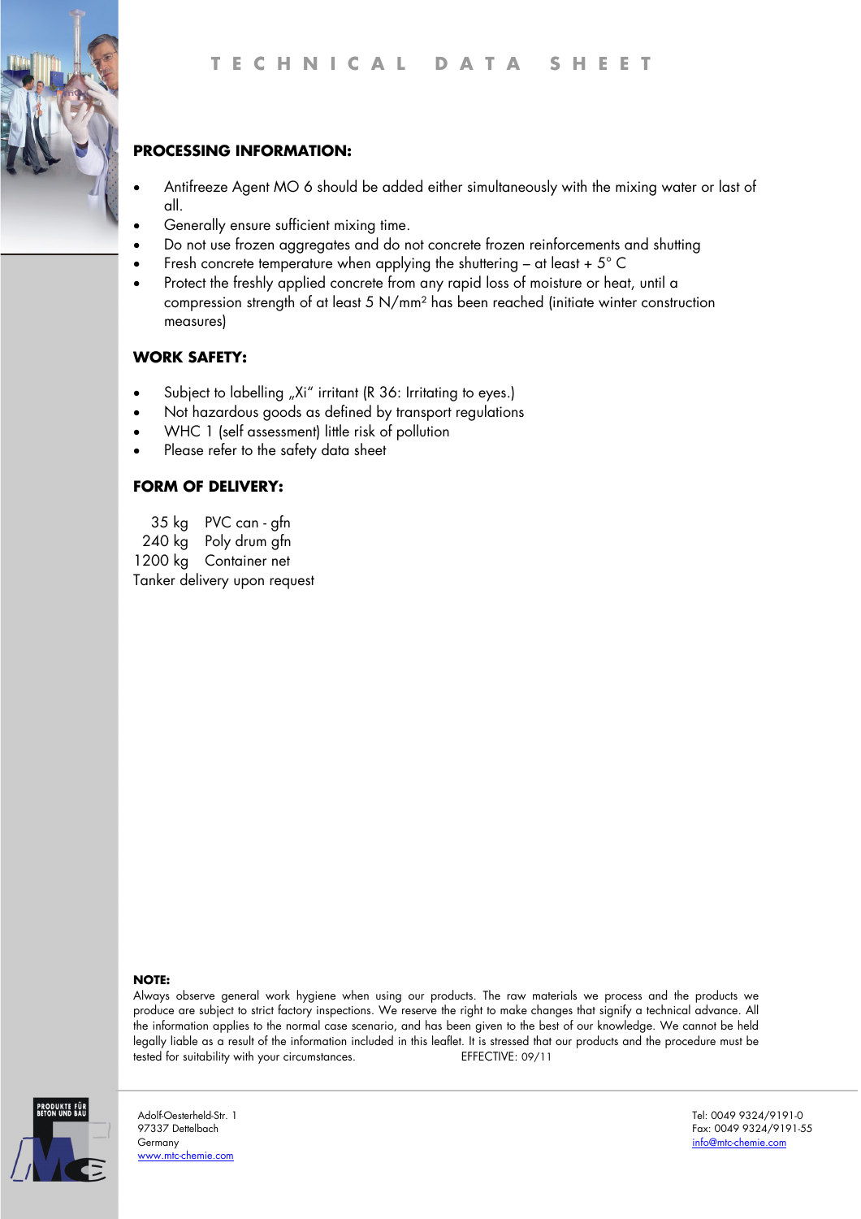# TECHNICAL DATA SHEET

**PROCESSING INFORMATION:**

- Antifreeze Agent MO 6 should be added either simultaneously with the mixing water or last of all.
- Generally ensure sufficient mixing time.
- Do not use frozen aggregates and do not concrete frozen reinforcements and shutting
- Fresh concrete temperature when applying the shuttering – at least + 5° C
- Protect the freshly applied concrete from any rapid loss of moisture or heat, until a compression strength of at least 5 N/mm² has been reached (initiate winter construction measures)

**WORK SAFETY:**

- Subject to labelling „Xi" irritant (R 36: Irritating to eyes.)
- Not hazardous goods as defined by transport regulations
- WHC 1 (self assessment) little risk of pollution
- Please refer to the safety data sheet

**FORM OF DELIVERY:**

35 kg PVC can - gfn
240 kg Poly drum gfn
1200 kg Container net
Tanker delivery upon request

**NOTE:**
Always observe general work hygiene when using our products. The raw materials we process and the products we produce are subject to strict factory inspections. We reserve the right to make changes that signify a technical advance. All the information applies to the normal case scenario, and has been given to the best of our knowledge. We cannot be held legally liable as a result of the information included in this leaflet. It is stressed that our products and the procedure must be tested for suitability with your circumstances. EFFECTIVE: 09/11

Adolf-Oesterheld-Str. 1
97337 Dettelbach
Germany
www.mtc-chemie.com

Tel: 0049 9324/9191-0
Fax: 0049 9324/9191-55
info@mtc-chemie.com